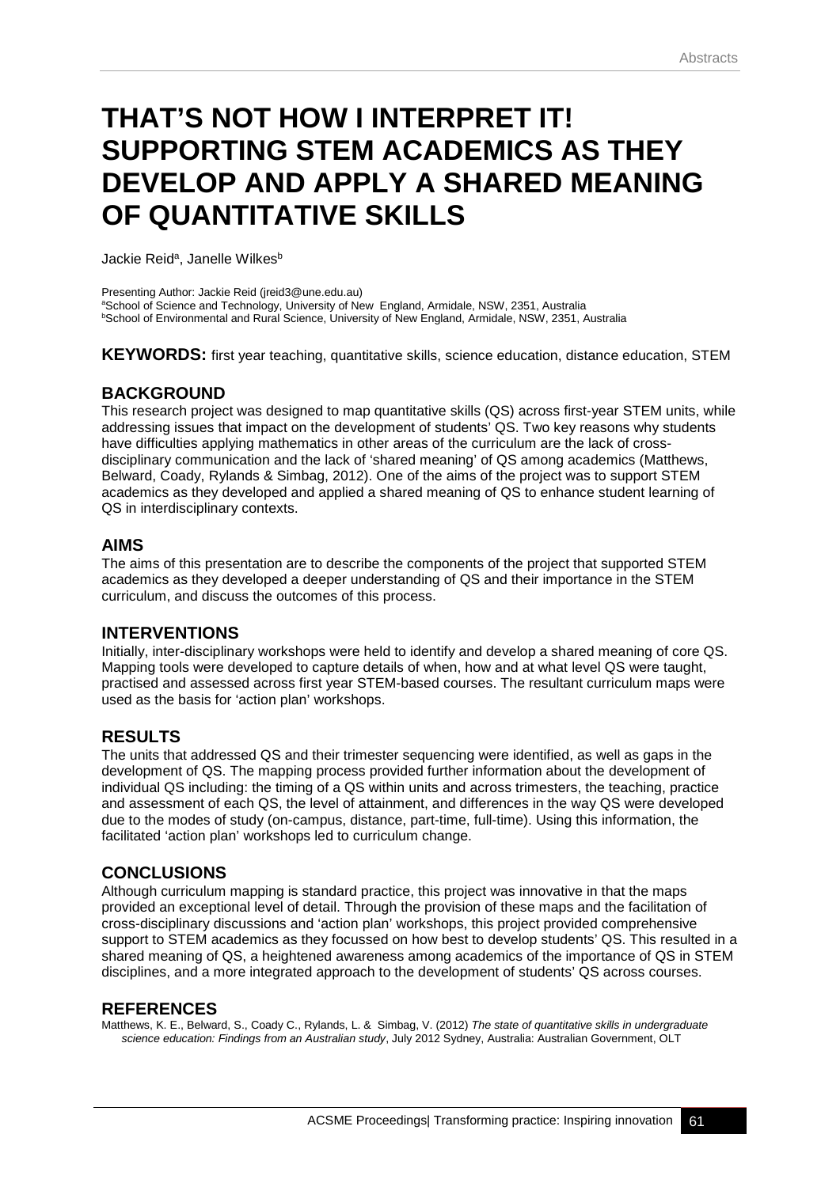# THAT'S NOT HOW I INTERPRET IT! SUPPORTING STEM ACADEMICS AS THEY DEVELOP AND APPLY A SHARED MEANING OF QUANTITATIVE SKILLS

Jackie Reid[a], Janelle Wilkes[b]

Presenting Author: Jackie Reid (jreid3@une.edu.au)
[a]School of Science and Technology, University of New England, Armidale, NSW, 2351, Australia
[b]School of Environmental and Rural Science, University of New England, Armidale, NSW, 2351, Australia

**KEYWORDS:** first year teaching, quantitative skills, science education, distance education, STEM

## BACKGROUND

This research project was designed to map quantitative skills (QS) across first-year STEM units, while addressing issues that impact on the development of students' QS. Two key reasons why students have difficulties applying mathematics in other areas of the curriculum are the lack of cross-disciplinary communication and the lack of 'shared meaning' of QS among academics (Matthews, Belward, Coady, Rylands & Simbag, 2012). One of the aims of the project was to support STEM academics as they developed and applied a shared meaning of QS to enhance student learning of QS in interdisciplinary contexts.

## AIMS

The aims of this presentation are to describe the components of the project that supported STEM academics as they developed a deeper understanding of QS and their importance in the STEM curriculum, and discuss the outcomes of this process.

## INTERVENTIONS

Initially, inter-disciplinary workshops were held to identify and develop a shared meaning of core QS. Mapping tools were developed to capture details of when, how and at what level QS were taught, practised and assessed across first year STEM-based courses. The resultant curriculum maps were used as the basis for 'action plan' workshops.

## RESULTS

The units that addressed QS and their trimester sequencing were identified, as well as gaps in the development of QS. The mapping process provided further information about the development of individual QS including: the timing of a QS within units and across trimesters, the teaching, practice and assessment of each QS, the level of attainment, and differences in the way QS were developed due to the modes of study (on-campus, distance, part-time, full-time). Using this information, the facilitated 'action plan' workshops led to curriculum change.

## CONCLUSIONS

Although curriculum mapping is standard practice, this project was innovative in that the maps provided an exceptional level of detail. Through the provision of these maps and the facilitation of cross-disciplinary discussions and 'action plan' workshops, this project provided comprehensive support to STEM academics as they focussed on how best to develop students' QS. This resulted in a shared meaning of QS, a heightened awareness among academics of the importance of QS in STEM disciplines, and a more integrated approach to the development of students' QS across courses.

## REFERENCES

Matthews, K. E., Belward, S., Coady C., Rylands, L. & Simbag, V. (2012) *The state of quantitative skills in undergraduate science education: Findings from an Australian study*, July 2012 Sydney, Australia: Australian Government, OLT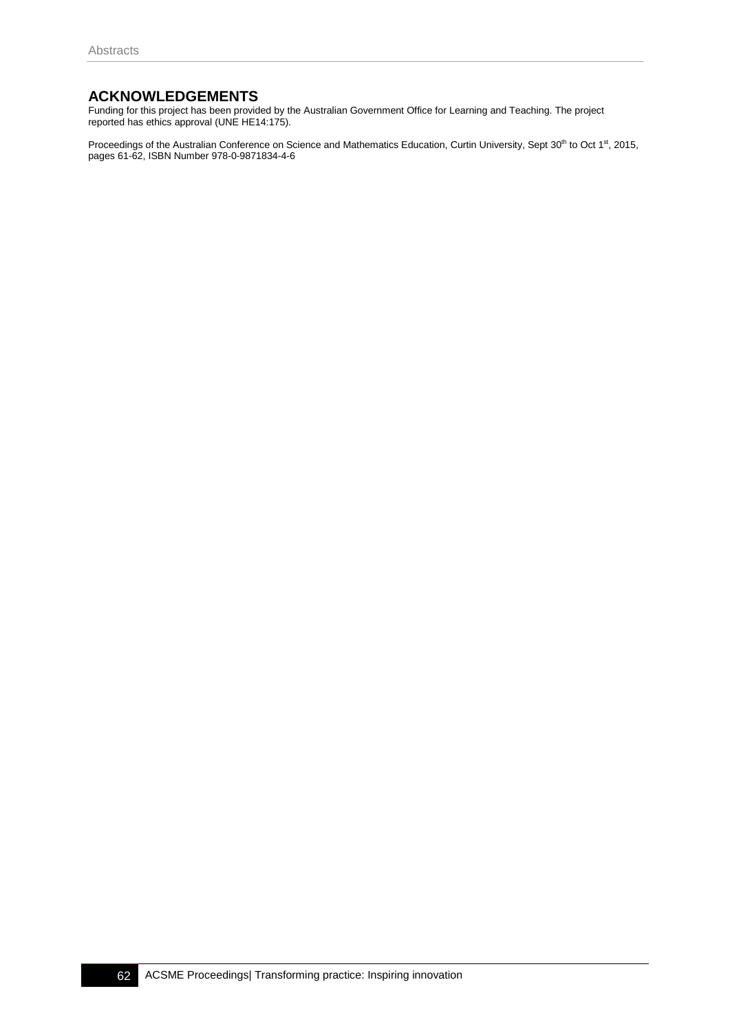## ACKNOWLEDGEMENTS

Funding for this project has been provided by the Australian Government Office for Learning and Teaching. The project reported has ethics approval (UNE HE14:175).

Proceedings of the Australian Conference on Science and Mathematics Education, Curtin University, Sept 30th to Oct 1st, 2015, pages 61-62, ISBN Number 978-0-9871834-4-6